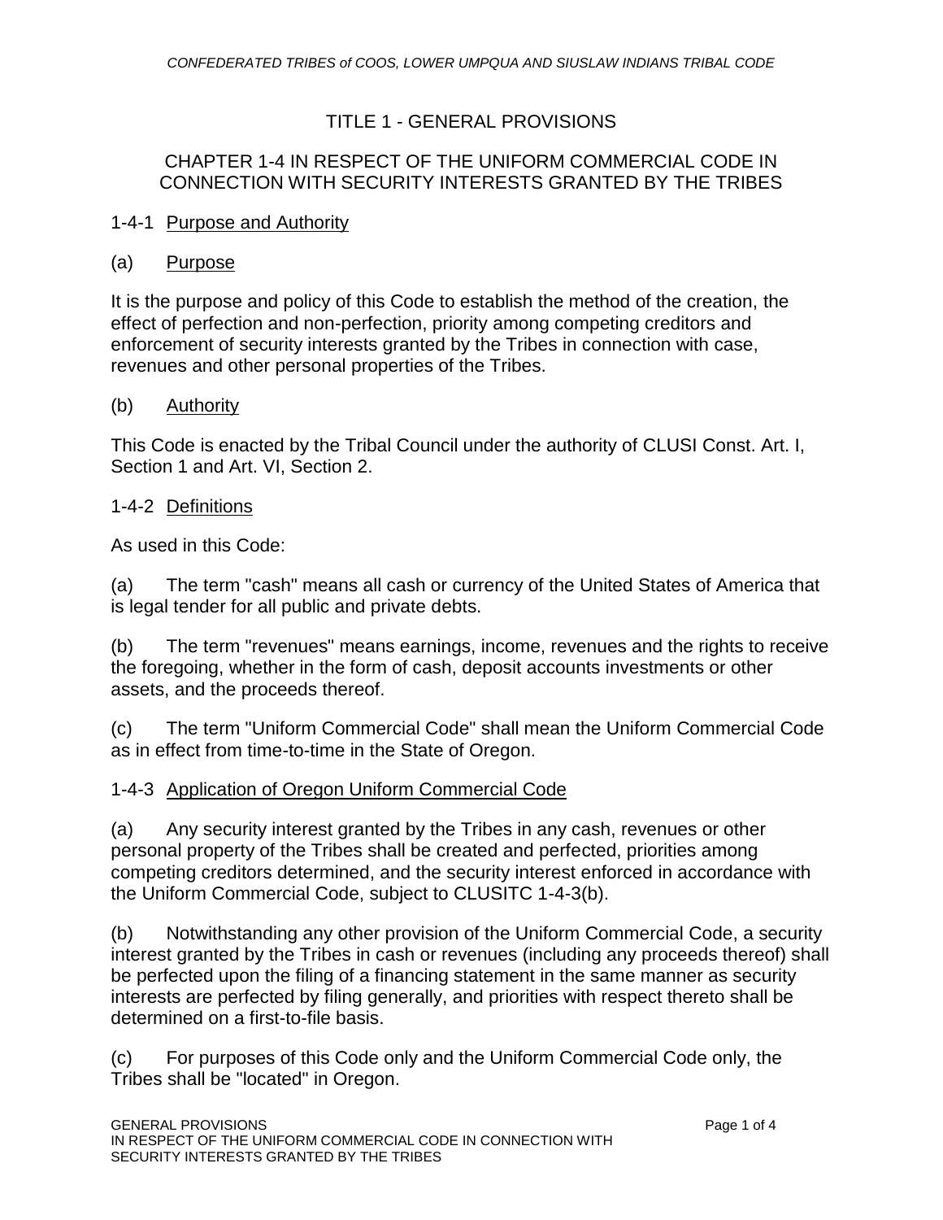# TITLE 1 - GENERAL PROVISIONS

## CHAPTER 1-4 IN RESPECT OF THE UNIFORM COMMERCIAL CODE IN CONNECTION WITH SECURITY INTERESTS GRANTED BY THE TRIBES

### 1-4-1 Purpose and Authority

(a) Purpose

It is the purpose and policy of this Code to establish the method of the creation, the effect of perfection and non-perfection, priority among competing creditors and enforcement of security interests granted by the Tribes in connection with case, revenues and other personal properties of the Tribes.

(b) Authority

This Code is enacted by the Tribal Council under the authority of CLUSI Const. Art. I, Section 1 and Art. VI, Section 2.

### 1-4-2 Definitions

As used in this Code:

(a) The term "cash" means all cash or currency of the United States of America that is legal tender for all public and private debts.

(b) The term "revenues" means earnings, income, revenues and the rights to receive the foregoing, whether in the form of cash, deposit accounts investments or other assets, and the proceeds thereof.

(c) The term "Uniform Commercial Code" shall mean the Uniform Commercial Code as in effect from time-to-time in the State of Oregon.

### 1-4-3 Application of Oregon Uniform Commercial Code

(a) Any security interest granted by the Tribes in any cash, revenues or other personal property of the Tribes shall be created and perfected, priorities among competing creditors determined, and the security interest enforced in accordance with the Uniform Commercial Code, subject to CLUSITC 1-4-3(b).

(b) Notwithstanding any other provision of the Uniform Commercial Code, a security interest granted by the Tribes in cash or revenues (including any proceeds thereof) shall be perfected upon the filing of a financing statement in the same manner as security interests are perfected by filing generally, and priorities with respect thereto shall be determined on a first-to-file basis.

(c) For purposes of this Code only and the Uniform Commercial Code only, the Tribes shall be "located" in Oregon.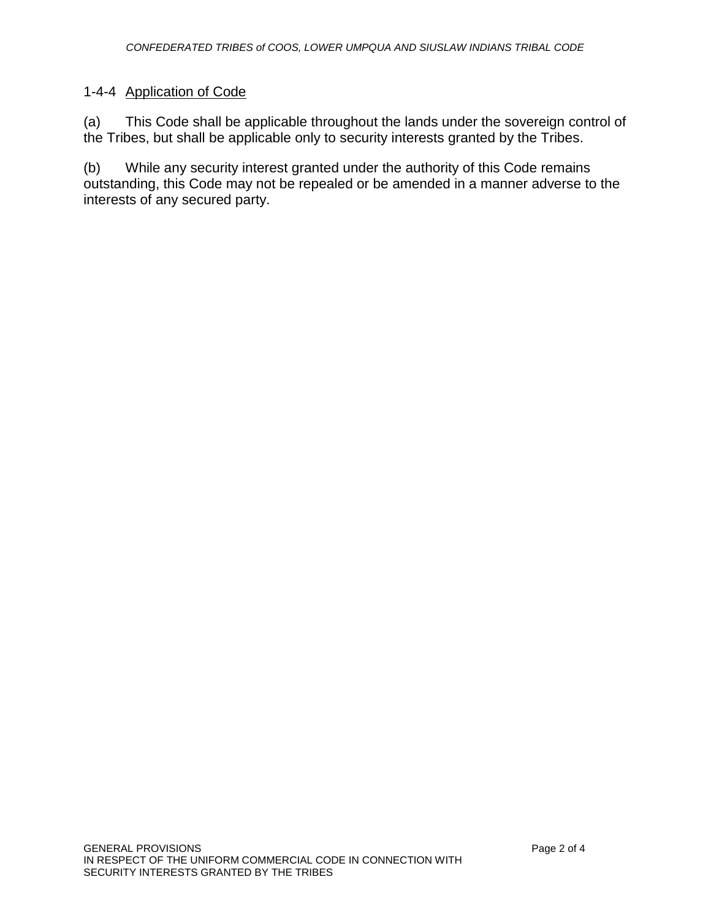### 1-4-4 Application of Code

(a) This Code shall be applicable throughout the lands under the sovereign control of the Tribes, but shall be applicable only to security interests granted by the Tribes.

(b) While any security interest granted under the authority of this Code remains outstanding, this Code may not be repealed or be amended in a manner adverse to the interests of any secured party.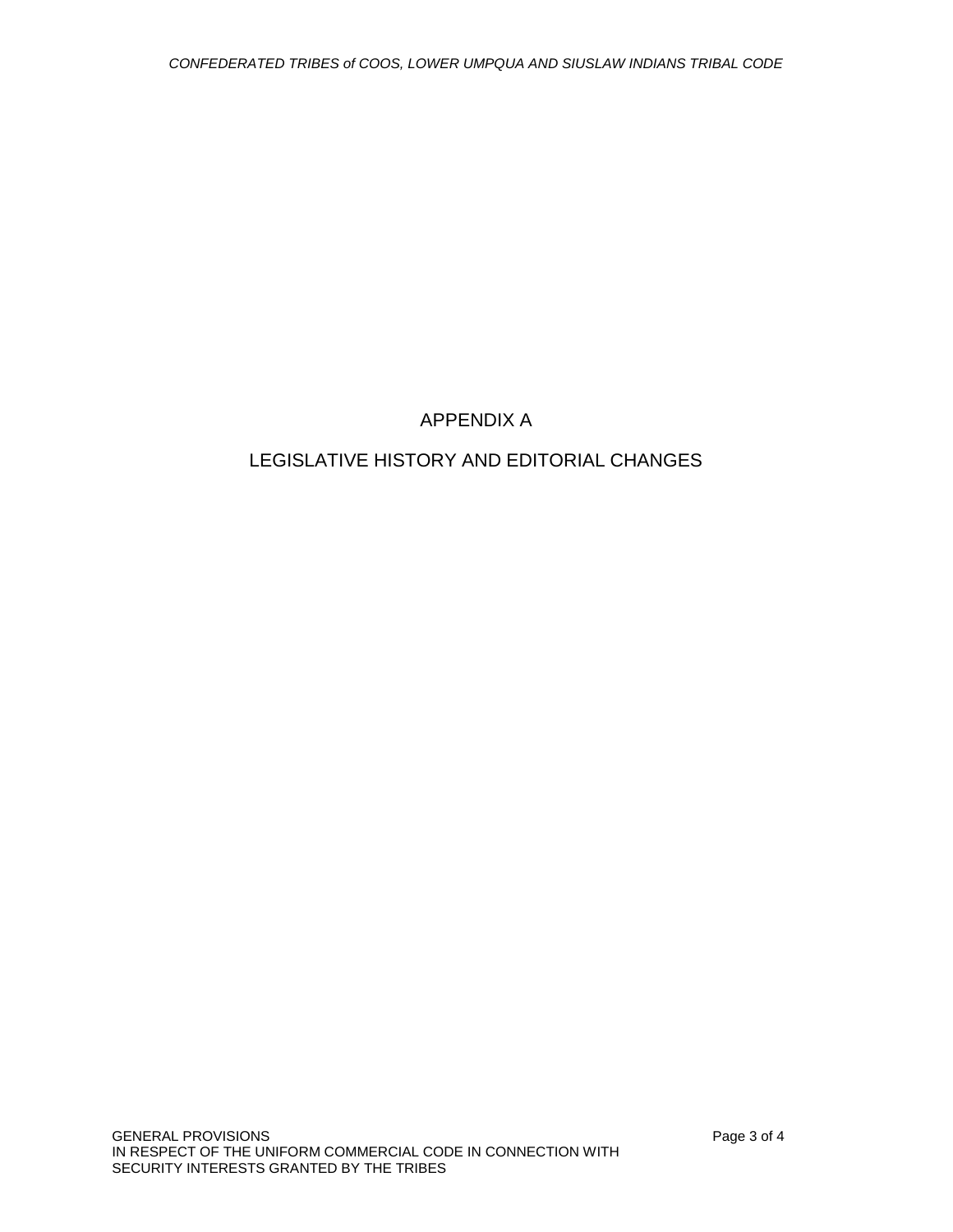# APPENDIX A

# LEGISLATIVE HISTORY AND EDITORIAL CHANGES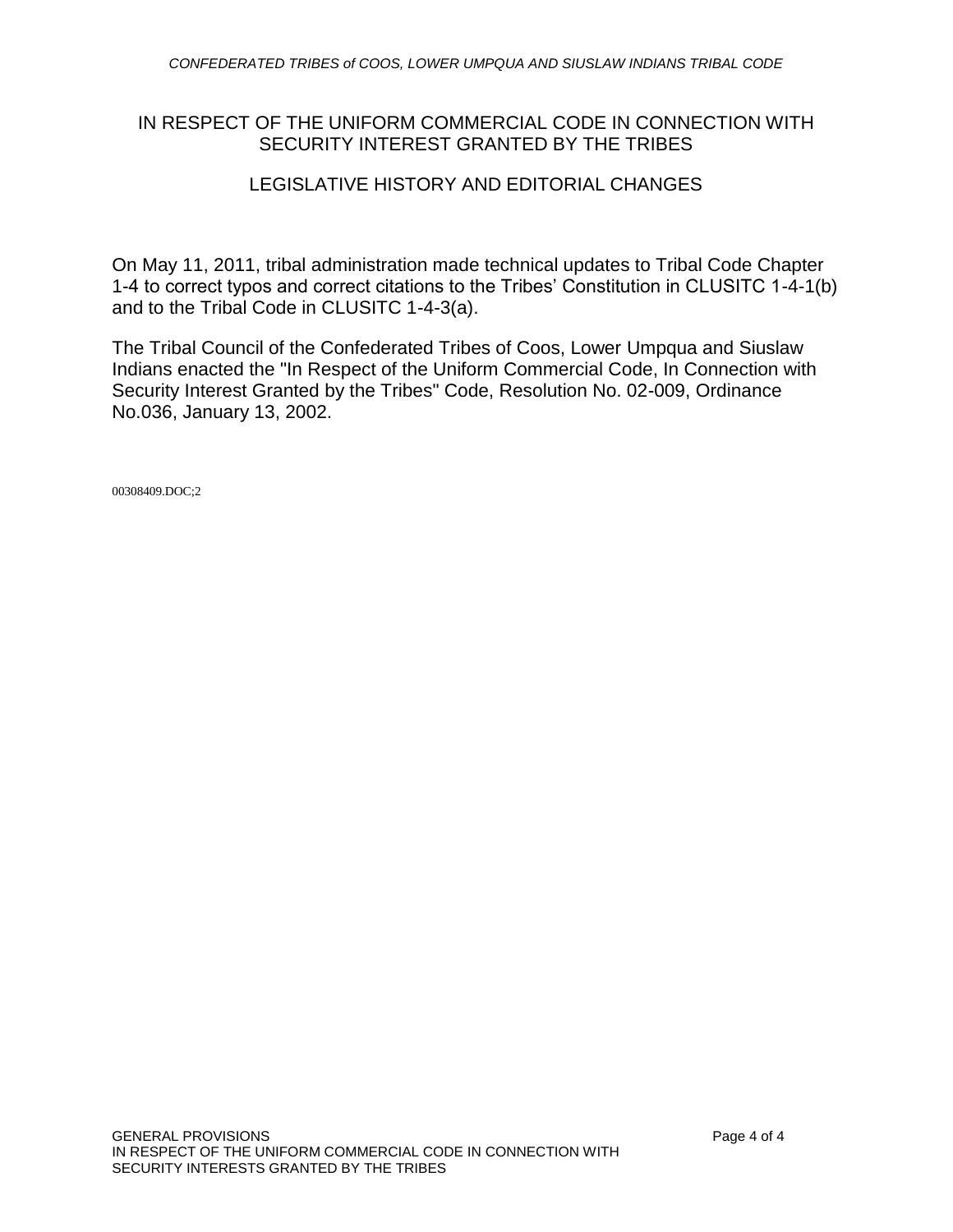## IN RESPECT OF THE UNIFORM COMMERCIAL CODE IN CONNECTION WITH SECURITY INTEREST GRANTED BY THE TRIBES

## LEGISLATIVE HISTORY AND EDITORIAL CHANGES

On May 11, 2011, tribal administration made technical updates to Tribal Code Chapter 1-4 to correct typos and correct citations to the Tribes' Constitution in CLUSITC 1-4-1(b) and to the Tribal Code in CLUSITC 1-4-3(a).

The Tribal Council of the Confederated Tribes of Coos, Lower Umpqua and Siuslaw Indians enacted the "In Respect of the Uniform Commercial Code, In Connection with Security Interest Granted by the Tribes" Code, Resolution No. 02-009, Ordinance No.036, January 13, 2002.

00308409.DOC;2